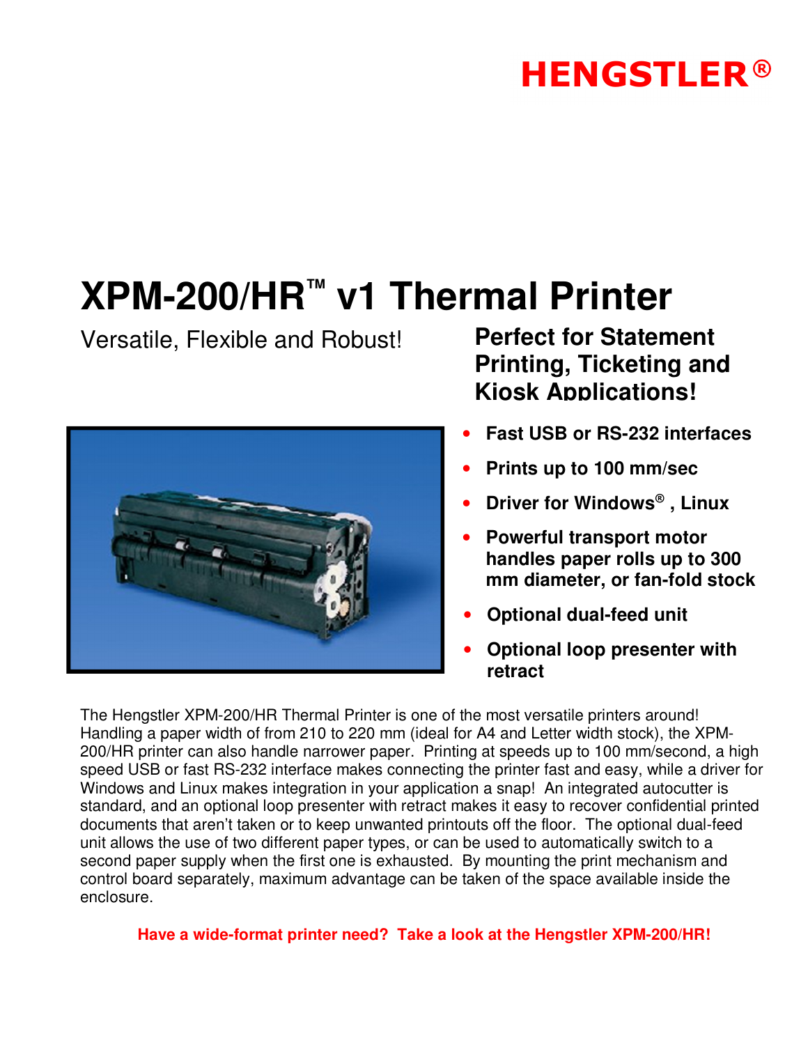**HENGSTLER®**

# XPM-200/HR™ v1 Thermal Printer

Versatile, Flexible and Robust!

## Perfect for Statement Printing, Ticketing and Kiosk Applications!

- **Fast USB or RS-232 interfaces**
- **Prints up to 100 mm/sec**
- **Driver for Windows®, Linux**
- **Powerful transport motor handles paper rolls up to 300 mm diameter, or fan-fold stock**
- **Optional dual-feed unit**
- **Optional loop presenter with retract**

The Hengstler XPM-200/HR Thermal Printer is one of the most versatile printers around! Handling a paper width of from 210 to 220 mm (ideal for A4 and Letter width stock), the XPM-200/HR printer can also handle narrower paper. Printing at speeds up to 100 mm/second, a high speed USB or fast RS-232 interface makes connecting the printer fast and easy, while a driver for Windows and Linux makes integration in your application a snap! An integrated autocutter is standard, and an optional loop presenter with retract makes it easy to recover confidential printed documents that aren't taken or to keep unwanted printouts off the floor. The optional dual-feed unit allows the use of two different paper types, or can be used to automatically switch to a second paper supply when the first one is exhausted. By mounting the print mechanism and control board separately, maximum advantage can be taken of the space available inside the enclosure.

**Have a wide-format printer need? Take a look at the Hengstler XPM-200/HR!**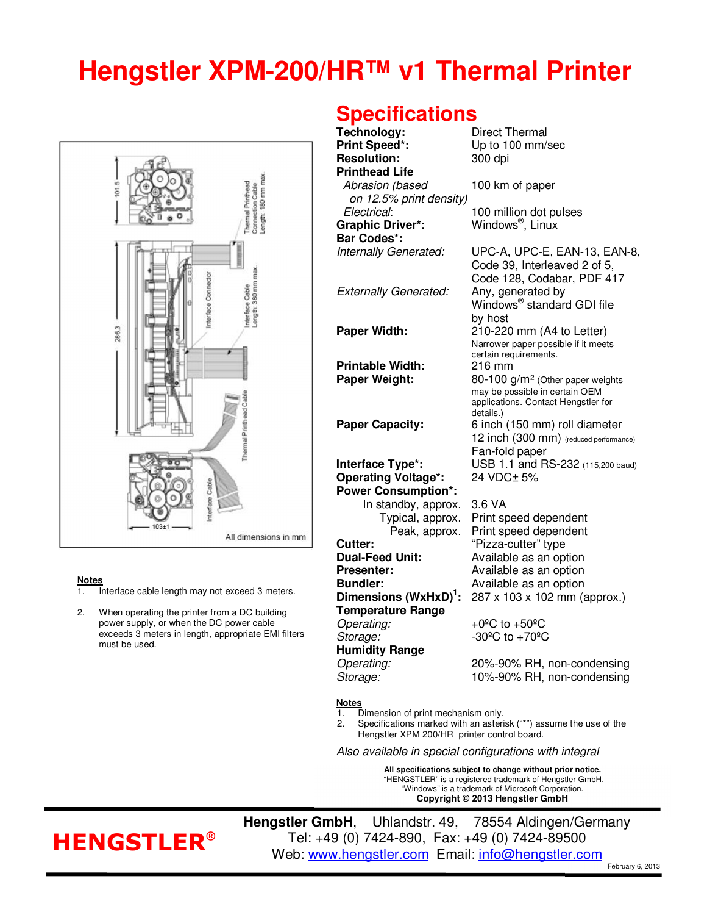# Hengstler XPM-200/HR™ v1 Thermal Printer

101.5

286.3

103±1

Thermal Printhead Connection Cable Length: 180 mm max.

Interface Connector

Interface Cable Length: 380 mm max.

Thermal Printhead Cable

Interface Cable

All dimensions in mm

**Notes**

1. Interface cable length may not exceed 3 meters.
2. When operating the printer from a DC building power supply, or when the DC power cable exceeds 3 meters in length, appropriate EMI filters must be used.

## Specifications

| | |
|---|---|
| **Technology:** | Direct Thermal |
| **Print Speed*:** | Up to 100 mm/sec |
| **Resolution:** | 300 dpi |
| **Printhead Life** | |
| *Abrasion (based on 12.5% print density)* | 100 km of paper |
| *Electrical*: | 100 million dot pulses |
| **Graphic Driver*:** | Windows®, Linux |
| **Bar Codes*:** | |
| *Internally Generated:* | UPC-A, UPC-E, EAN-13, EAN-8, Code 39, Interleaved 2 of 5, Code 128, Codabar, PDF 417 |
| *Externally Generated:* | Any, generated by Windows® standard GDI file by host |
| **Paper Width:** | 210-220 mm (A4 to Letter) Narrower paper possible if it meets certain requirements. |
| **Printable Width:** | 216 mm |
| **Paper Weight:** | 80-100 g/m² (Other paper weights may be possible in certain OEM applications. Contact Hengstler for details.) |
| **Paper Capacity:** | 6 inch (150 mm) roll diameter; 12 inch (300 mm) (reduced performance); Fan-fold paper |
| **Interface Type*:** | USB 1.1 and RS-232 (115,200 baud) |
| **Operating Voltage*:** | 24 VDC± 5% |
| **Power Consumption*:** | |
| In standby, approx. | 3.6 VA |
| Typical, approx. | Print speed dependent |
| Peak, approx. | Print speed dependent |
| **Cutter:** | "Pizza-cutter" type |
| **Dual-Feed Unit:** | Available as an option |
| **Presenter:** | Available as an option |
| **Bundler:** | Available as an option |
| **Dimensions (WxHxD)[1]:** | 287 x 103 x 102 mm (approx.) |
| **Temperature Range** | |
| *Operating:* | +0ºC to +50ºC |
| *Storage:* | -30ºC to +70ºC |
| **Humidity Range** | |
| *Operating:* | 20%-90% RH, non-condensing |
| *Storage:* | 10%-90% RH, non-condensing |

**Notes**

1. Dimension of print mechanism only.
2. Specifications marked with an asterisk ("*") assume the use of the Hengstler XPM 200/HR printer control board.

*Also available in special configurations with integral*

**All specifications subject to change without prior notice.**
"HENGSTLER" is a registered trademark of Hengstler GmbH.
"Windows" is a trademark of Microsoft Corporation.
**Copyright © 2013 Hengstler GmbH**

**HENGSTLER®**

**Hengstler GmbH**, Uhlandstr. 49, 78554 Aldingen/Germany
Tel: +49 (0) 7424-890, Fax: +49 (0) 7424-89500
Web: www.hengstler.com Email: info@hengstler.com

February 6, 2013